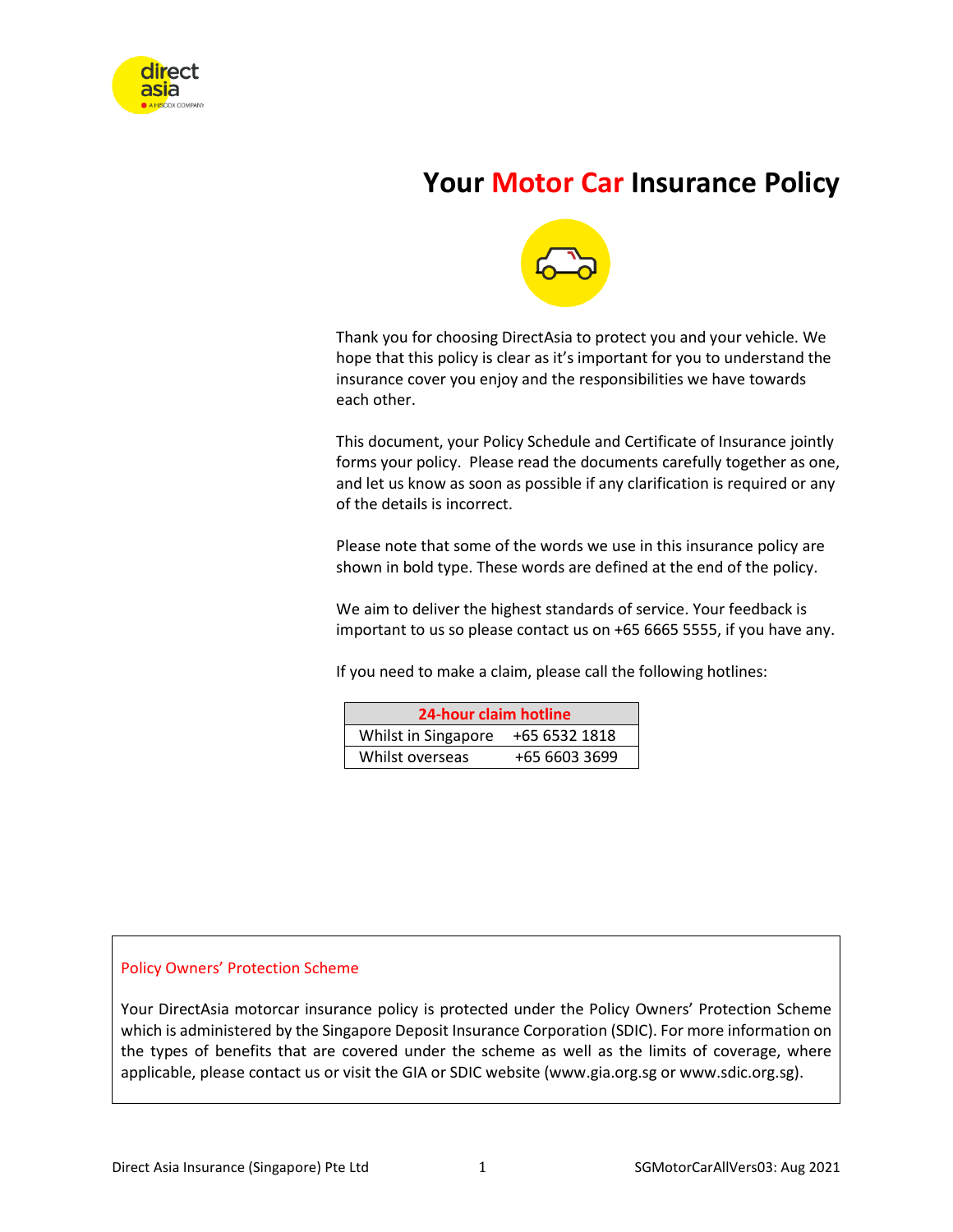# Your Motor Car Insurance Policy

Thank you for choosing DirectAsia to protect you and your vehicle. We hope that this policy is clear as it's important for you to understand the insurance cover you enjoy and the responsibilities we have towards each other.

This document, your Policy Schedule and Certificate of Insurance jointly forms your policy. Please read the documents carefully together as one, and let us know as soon as possible if any clarification is required or any of the details is incorrect.

Please note that some of the words we use in this insurance policy are shown in bold type. These words are defined at the end of the policy.

We aim to deliver the highest standards of service. Your feedback is important to us so please contact us on +65 6665 5555, if you have any.

If you need to make a claim, please call the following hotlines:

| 24-hour claim hotline | |
|---|---|
| Whilst in Singapore | +65 6532 1818 |
| Whilst overseas | +65 6603 3699 |

## Policy Owners' Protection Scheme

Your DirectAsia motorcar insurance policy is protected under the Policy Owners' Protection Scheme which is administered by the Singapore Deposit Insurance Corporation (SDIC). For more information on the types of benefits that are covered under the scheme as well as the limits of coverage, where applicable, please contact us or visit the GIA or SDIC website (www.gia.org.sg or www.sdic.org.sg).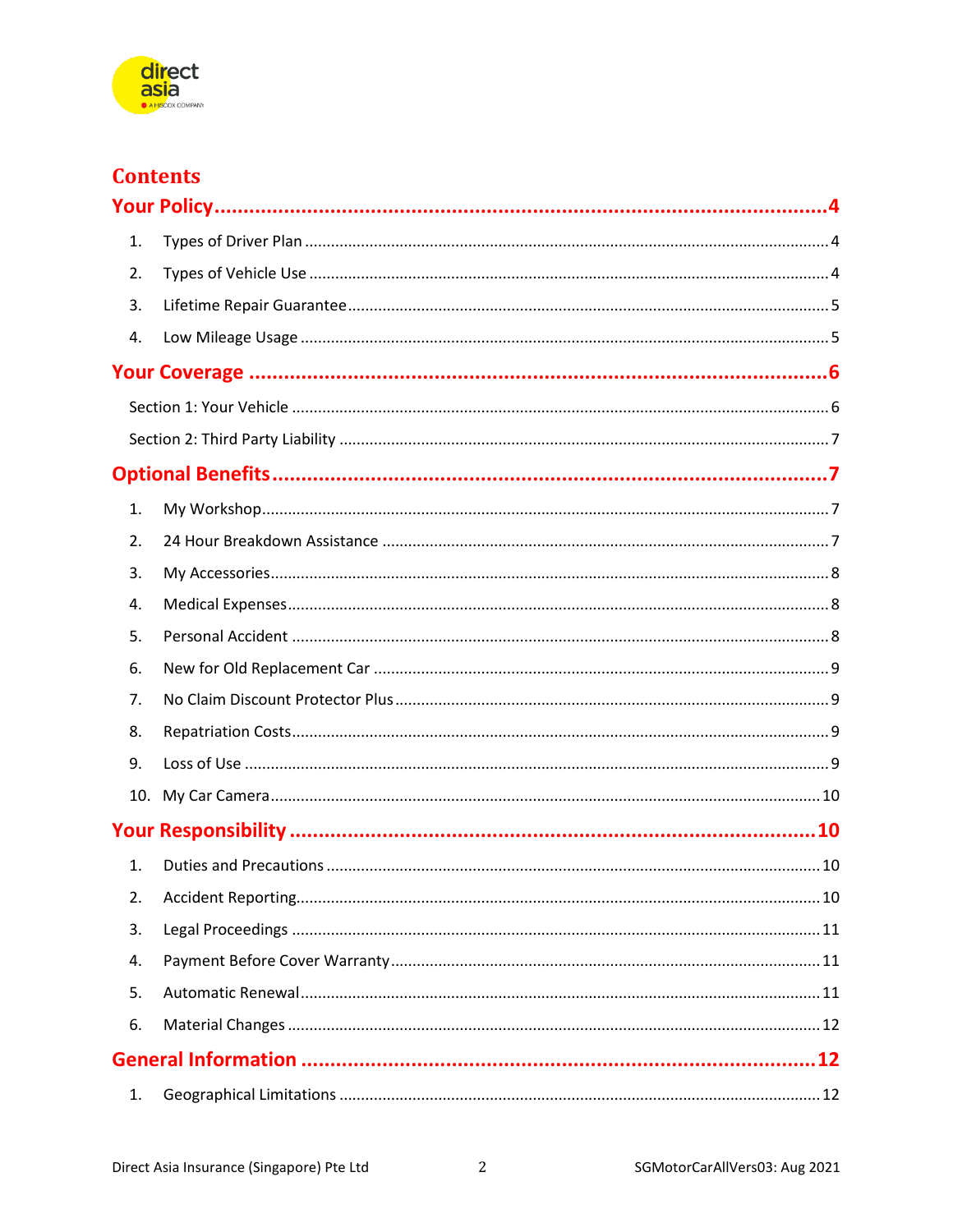# Contents

## Your Policy ..... 4

1. Types of Driver Plan ..... 4
2. Types of Vehicle Use ..... 4
3. Lifetime Repair Guarantee ..... 5
4. Low Mileage Usage ..... 5

## Your Coverage ..... 6

Section 1: Your Vehicle ..... 6

Section 2: Third Party Liability ..... 7

## Optional Benefits ..... 7

1. My Workshop ..... 7
2. 24 Hour Breakdown Assistance ..... 7
3. My Accessories ..... 8
4. Medical Expenses ..... 8
5. Personal Accident ..... 8
6. New for Old Replacement Car ..... 9
7. No Claim Discount Protector Plus ..... 9
8. Repatriation Costs ..... 9
9. Loss of Use ..... 9
10. My Car Camera ..... 10

## Your Responsibility ..... 10

1. Duties and Precautions ..... 10
2. Accident Reporting ..... 10
3. Legal Proceedings ..... 11
4. Payment Before Cover Warranty ..... 11
5. Automatic Renewal ..... 11
6. Material Changes ..... 12

## General Information ..... 12

1. Geographical Limitations ..... 12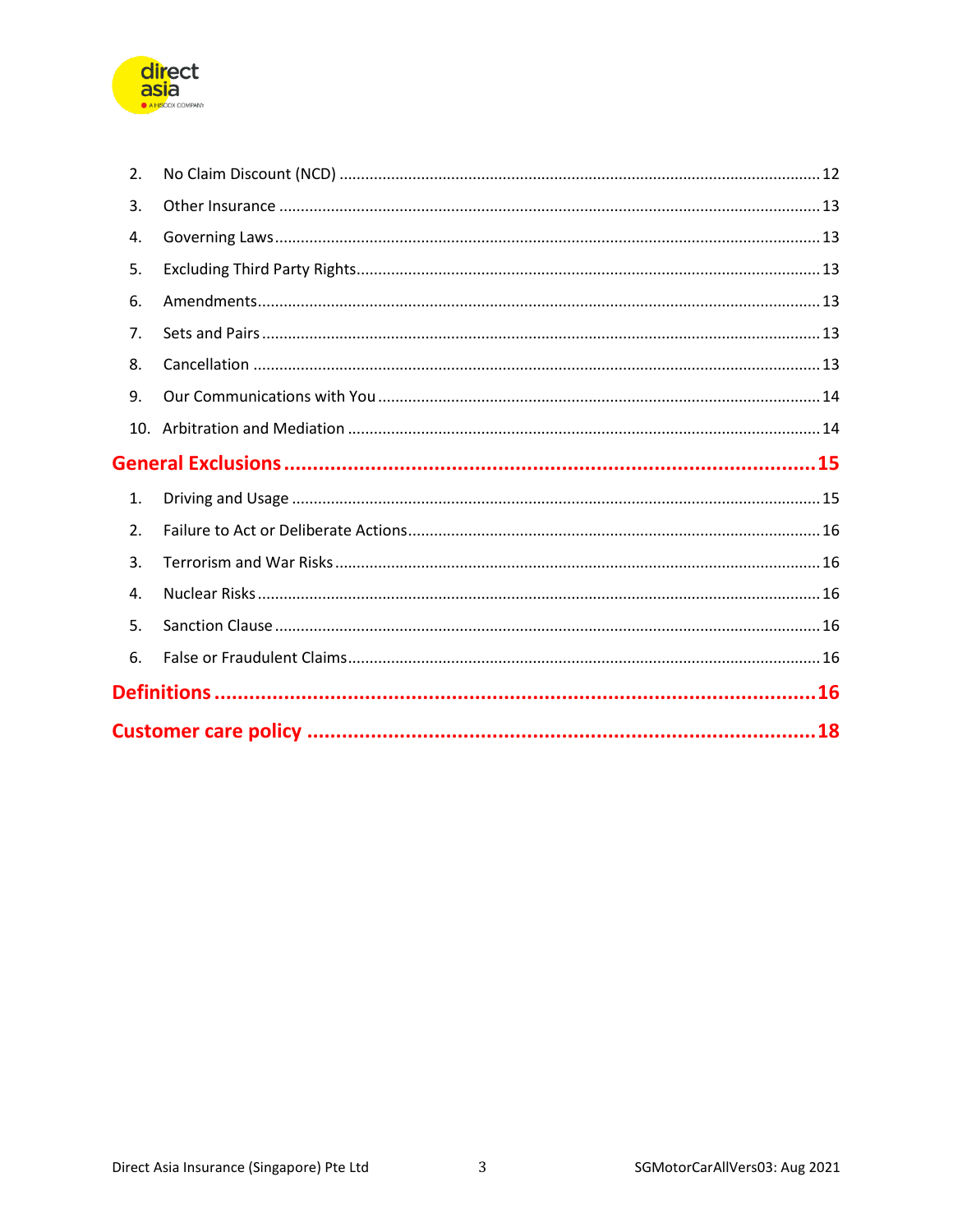2. No Claim Discount (NCD) ..... 12
3. Other Insurance ..... 13
4. Governing Laws ..... 13
5. Excluding Third Party Rights ..... 13
6. Amendments ..... 13
7. Sets and Pairs ..... 13
8. Cancellation ..... 13
9. Our Communications with You ..... 14
10. Arbitration and Mediation ..... 14

**General Exclusions ..... 15**

1. Driving and Usage ..... 15
2. Failure to Act or Deliberate Actions ..... 16
3. Terrorism and War Risks ..... 16
4. Nuclear Risks ..... 16
5. Sanction Clause ..... 16
6. False or Fraudulent Claims ..... 16

**Definitions ..... 16**

**Customer care policy ..... 18**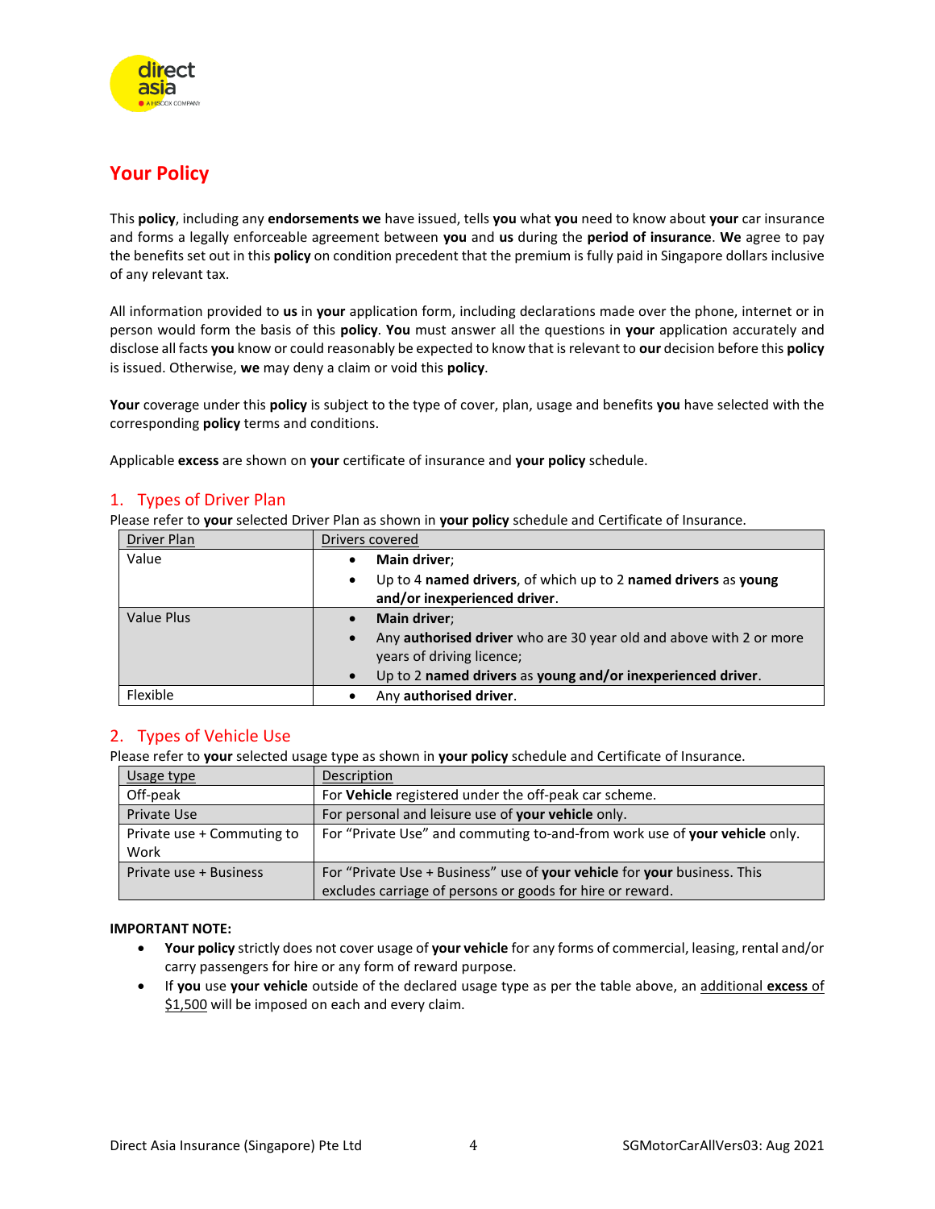## Your Policy

This **policy**, including any **endorsements we** have issued, tells **you** what **you** need to know about **your** car insurance and forms a legally enforceable agreement between **you** and **us** during the **period of insurance**. **We** agree to pay the benefits set out in this **policy** on condition precedent that the premium is fully paid in Singapore dollars inclusive of any relevant tax.

All information provided to **us** in **your** application form, including declarations made over the phone, internet or in person would form the basis of this **policy**. **You** must answer all the questions in **your** application accurately and disclose all facts **you** know or could reasonably be expected to know that is relevant to **our** decision before this **policy** is issued. Otherwise, **we** may deny a claim or void this **policy**.

**Your** coverage under this **policy** is subject to the type of cover, plan, usage and benefits **you** have selected with the corresponding **policy** terms and conditions.

Applicable **excess** are shown on **your** certificate of insurance and **your policy** schedule.

### 1. Types of Driver Plan

Please refer to **your** selected Driver Plan as shown in **your policy** schedule and Certificate of Insurance.

| Driver Plan | Drivers covered |
|---|---|
| Value | • **Main driver**;<br>• Up to 4 **named drivers**, of which up to 2 **named drivers** as **young and/or inexperienced driver**. |
| Value Plus | • **Main driver**;<br>• Any **authorised driver** who are 30 year old and above with 2 or more years of driving licence;<br>• Up to 2 **named drivers** as **young and/or inexperienced driver**. |
| Flexible | • Any **authorised driver**. |

### 2. Types of Vehicle Use

Please refer to **your** selected usage type as shown in **your policy** schedule and Certificate of Insurance.

| Usage type | Description |
|---|---|
| Off-peak | For **Vehicle** registered under the off-peak car scheme. |
| Private Use | For personal and leisure use of **your vehicle** only. |
| Private use + Commuting to Work | For "Private Use" and commuting to-and-from work use of **your vehicle** only. |
| Private use + Business | For "Private Use + Business" use of **your vehicle** for **your** business. This excludes carriage of persons or goods for hire or reward. |

**IMPORTANT NOTE:**

- **Your policy** strictly does not cover usage of **your vehicle** for any forms of commercial, leasing, rental and/or carry passengers for hire or any form of reward purpose.
- If **you** use **your vehicle** outside of the declared usage type as per the table above, an additional **excess** of $1,500 will be imposed on each and every claim.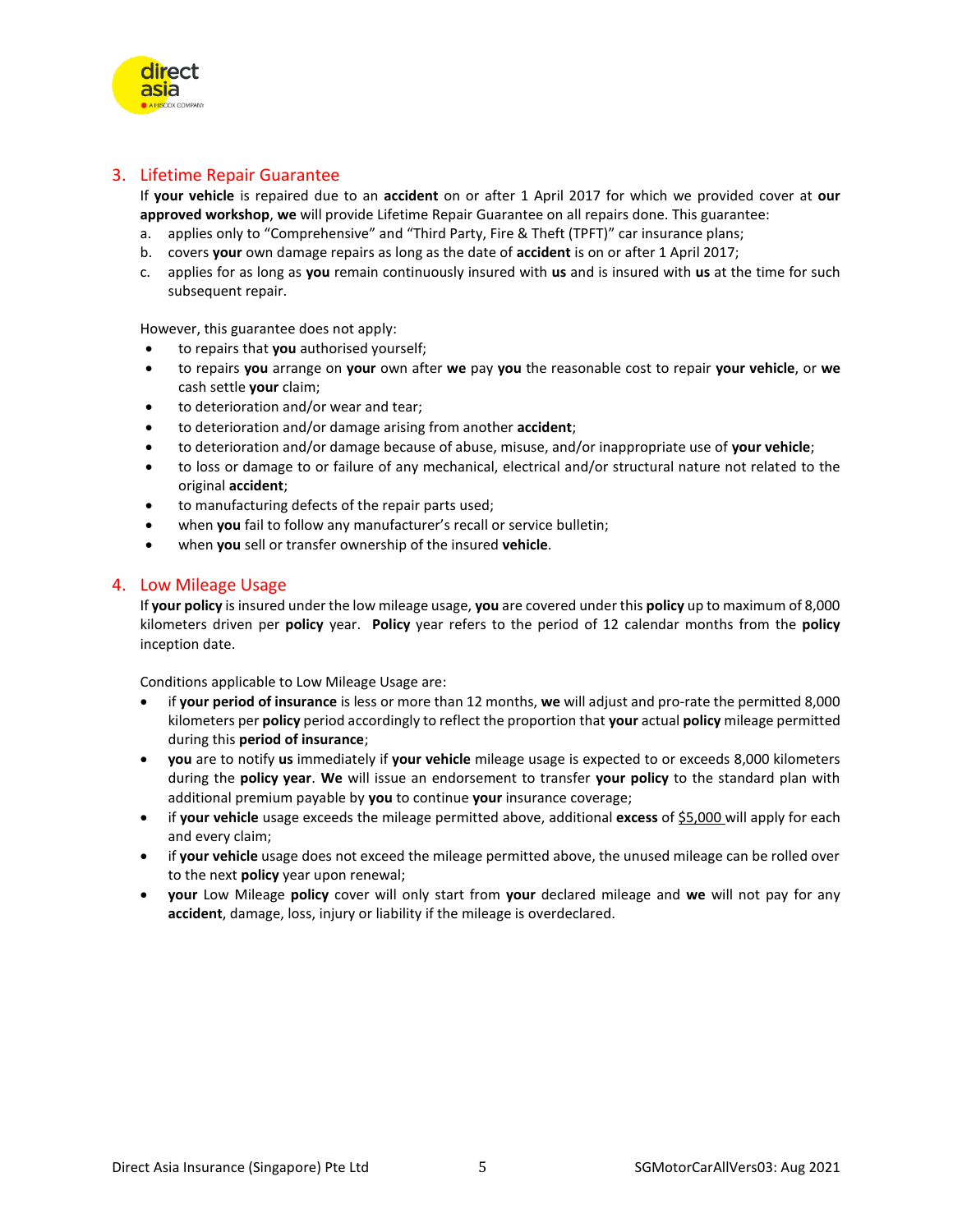## 3. Lifetime Repair Guarantee

If **your vehicle** is repaired due to an **accident** on or after 1 April 2017 for which we provided cover at **our approved workshop**, **we** will provide Lifetime Repair Guarantee on all repairs done. This guarantee:

a. applies only to "Comprehensive" and "Third Party, Fire & Theft (TPFT)" car insurance plans;
b. covers **your** own damage repairs as long as the date of **accident** is on or after 1 April 2017;
c. applies for as long as **you** remain continuously insured with **us** and is insured with **us** at the time for such subsequent repair.

However, this guarantee does not apply:

- to repairs that **you** authorised yourself;
- to repairs **you** arrange on **your** own after **we** pay **you** the reasonable cost to repair **your vehicle**, or **we** cash settle **your** claim;
- to deterioration and/or wear and tear;
- to deterioration and/or damage arising from another **accident**;
- to deterioration and/or damage because of abuse, misuse, and/or inappropriate use of **your vehicle**;
- to loss or damage to or failure of any mechanical, electrical and/or structural nature not related to the original **accident**;
- to manufacturing defects of the repair parts used;
- when **you** fail to follow any manufacturer's recall or service bulletin;
- when **you** sell or transfer ownership of the insured **vehicle**.

## 4. Low Mileage Usage

If **your policy** is insured under the low mileage usage, **you** are covered under this **policy** up to maximum of 8,000 kilometers driven per **policy** year. **Policy** year refers to the period of 12 calendar months from the **policy** inception date.

Conditions applicable to Low Mileage Usage are:

- if **your period of insurance** is less or more than 12 months, **we** will adjust and pro-rate the permitted 8,000 kilometers per **policy** period accordingly to reflect the proportion that **your** actual **policy** mileage permitted during this **period of insurance**;
- **you** are to notify **us** immediately if **your vehicle** mileage usage is expected to or exceeds 8,000 kilometers during the **policy year**. **We** will issue an endorsement to transfer **your policy** to the standard plan with additional premium payable by **you** to continue **your** insurance coverage;
- if **your vehicle** usage exceeds the mileage permitted above, additional **excess** of $5,000 will apply for each and every claim;
- if **your vehicle** usage does not exceed the mileage permitted above, the unused mileage can be rolled over to the next **policy** year upon renewal;
- **your** Low Mileage **policy** cover will only start from **your** declared mileage and **we** will not pay for any **accident**, damage, loss, injury or liability if the mileage is overdeclared.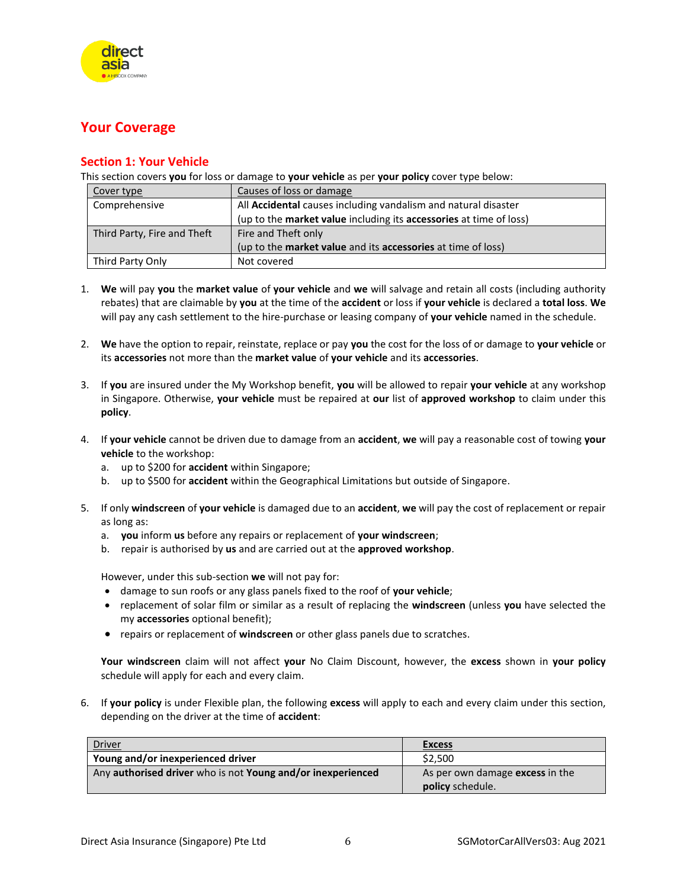## Your Coverage

### Section 1: Your Vehicle

This section covers **you** for loss or damage to **your vehicle** as per **your policy** cover type below:

| Cover type | Causes of loss or damage |
|---|---|
| Comprehensive | All **Accidental** causes including vandalism and natural disaster (up to the **market value** including its **accessories** at time of loss) |
| Third Party, Fire and Theft | Fire and Theft only (up to the **market value** and its **accessories** at time of loss) |
| Third Party Only | Not covered |

1. **We** will pay **you** the **market value** of **your vehicle** and **we** will salvage and retain all costs (including authority rebates) that are claimable by **you** at the time of the **accident** or loss if **your vehicle** is declared a **total loss**. **We** will pay any cash settlement to the hire-purchase or leasing company of **your vehicle** named in the schedule.

2. **We** have the option to repair, reinstate, replace or pay **you** the cost for the loss of or damage to **your vehicle** or its **accessories** not more than the **market value** of **your vehicle** and its **accessories**.

3. If **you** are insured under the My Workshop benefit, **you** will be allowed to repair **your vehicle** at any workshop in Singapore. Otherwise, **your vehicle** must be repaired at **our** list of **approved workshop** to claim under this **policy**.

4. If **your vehicle** cannot be driven due to damage from an **accident**, **we** will pay a reasonable cost of towing **your vehicle** to the workshop:
   a. up to $200 for **accident** within Singapore;
   b. up to $500 for **accident** within the Geographical Limitations but outside of Singapore.

5. If only **windscreen** of **your vehicle** is damaged due to an **accident**, **we** will pay the cost of replacement or repair as long as:
   a. **you** inform **us** before any repairs or replacement of **your windscreen**;
   b. repair is authorised by **us** and are carried out at the **approved workshop**.

   However, under this sub-section **we** will not pay for:
   - damage to sun roofs or any glass panels fixed to the roof of **your vehicle**;
   - replacement of solar film or similar as a result of replacing the **windscreen** (unless **you** have selected the my **accessories** optional benefit);
   - repairs or replacement of **windscreen** or other glass panels due to scratches.

   **Your windscreen** claim will not affect **your** No Claim Discount, however, the **excess** shown in **your policy** schedule will apply for each and every claim.

6. If **your policy** is under Flexible plan, the following **excess** will apply to each and every claim under this section, depending on the driver at the time of **accident**:

| Driver | **Excess** |
|---|---|
| **Young and/or inexperienced driver** | $2,500 |
| Any **authorised driver** who is not **Young and/or inexperienced** | As per own damage **excess** in the **policy** schedule. |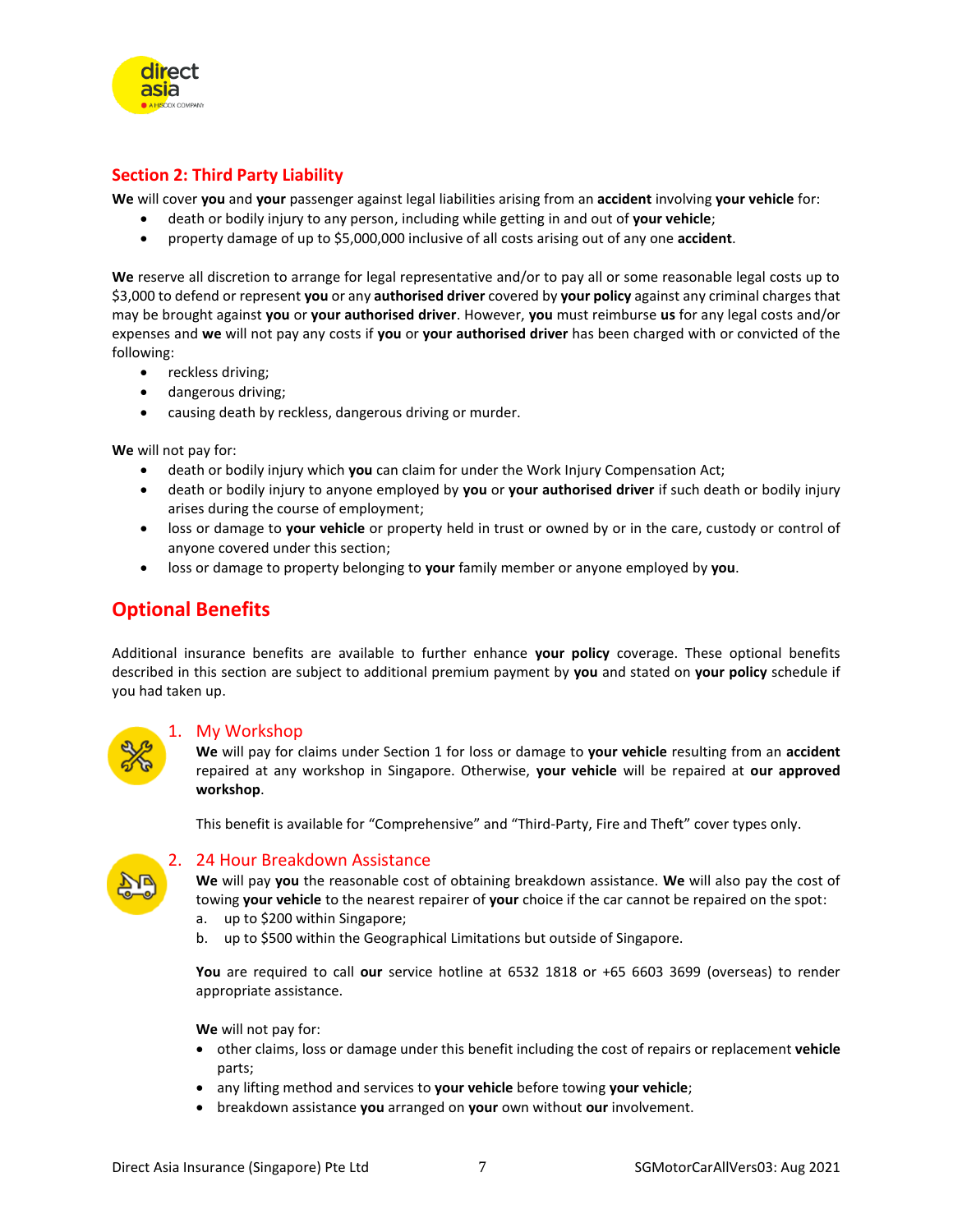## Section 2: Third Party Liability

**We** will cover **you** and **your** passenger against legal liabilities arising from an **accident** involving **your vehicle** for:

- death or bodily injury to any person, including while getting in and out of **your vehicle**;
- property damage of up to $5,000,000 inclusive of all costs arising out of any one **accident**.

**We** reserve all discretion to arrange for legal representative and/or to pay all or some reasonable legal costs up to $3,000 to defend or represent **you** or any **authorised driver** covered by **your policy** against any criminal charges that may be brought against **you** or **your authorised driver**. However, **you** must reimburse **us** for any legal costs and/or expenses and **we** will not pay any costs if **you** or **your authorised driver** has been charged with or convicted of the following:

- reckless driving;
- dangerous driving;
- causing death by reckless, dangerous driving or murder.

**We** will not pay for:

- death or bodily injury which **you** can claim for under the Work Injury Compensation Act;
- death or bodily injury to anyone employed by **you** or **your authorised driver** if such death or bodily injury arises during the course of employment;
- loss or damage to **your vehicle** or property held in trust or owned by or in the care, custody or control of anyone covered under this section;
- loss or damage to property belonging to **your** family member or anyone employed by **you**.

# Optional Benefits

Additional insurance benefits are available to further enhance **your policy** coverage. These optional benefits described in this section are subject to additional premium payment by **you** and stated on **your policy** schedule if you had taken up.

### 1. My Workshop

**We** will pay for claims under Section 1 for loss or damage to **your vehicle** resulting from an **accident** repaired at any workshop in Singapore. Otherwise, **your vehicle** will be repaired at **our approved workshop**.

This benefit is available for "Comprehensive" and "Third-Party, Fire and Theft" cover types only.

### 2. 24 Hour Breakdown Assistance

**We** will pay **you** the reasonable cost of obtaining breakdown assistance. **We** will also pay the cost of towing **your vehicle** to the nearest repairer of **your** choice if the car cannot be repaired on the spot:

a. up to $200 within Singapore;
b. up to $500 within the Geographical Limitations but outside of Singapore.

**You** are required to call **our** service hotline at 6532 1818 or +65 6603 3699 (overseas) to render appropriate assistance.

**We** will not pay for:

- other claims, loss or damage under this benefit including the cost of repairs or replacement **vehicle** parts;
- any lifting method and services to **your vehicle** before towing **your vehicle**;
- breakdown assistance **you** arranged on **your** own without **our** involvement.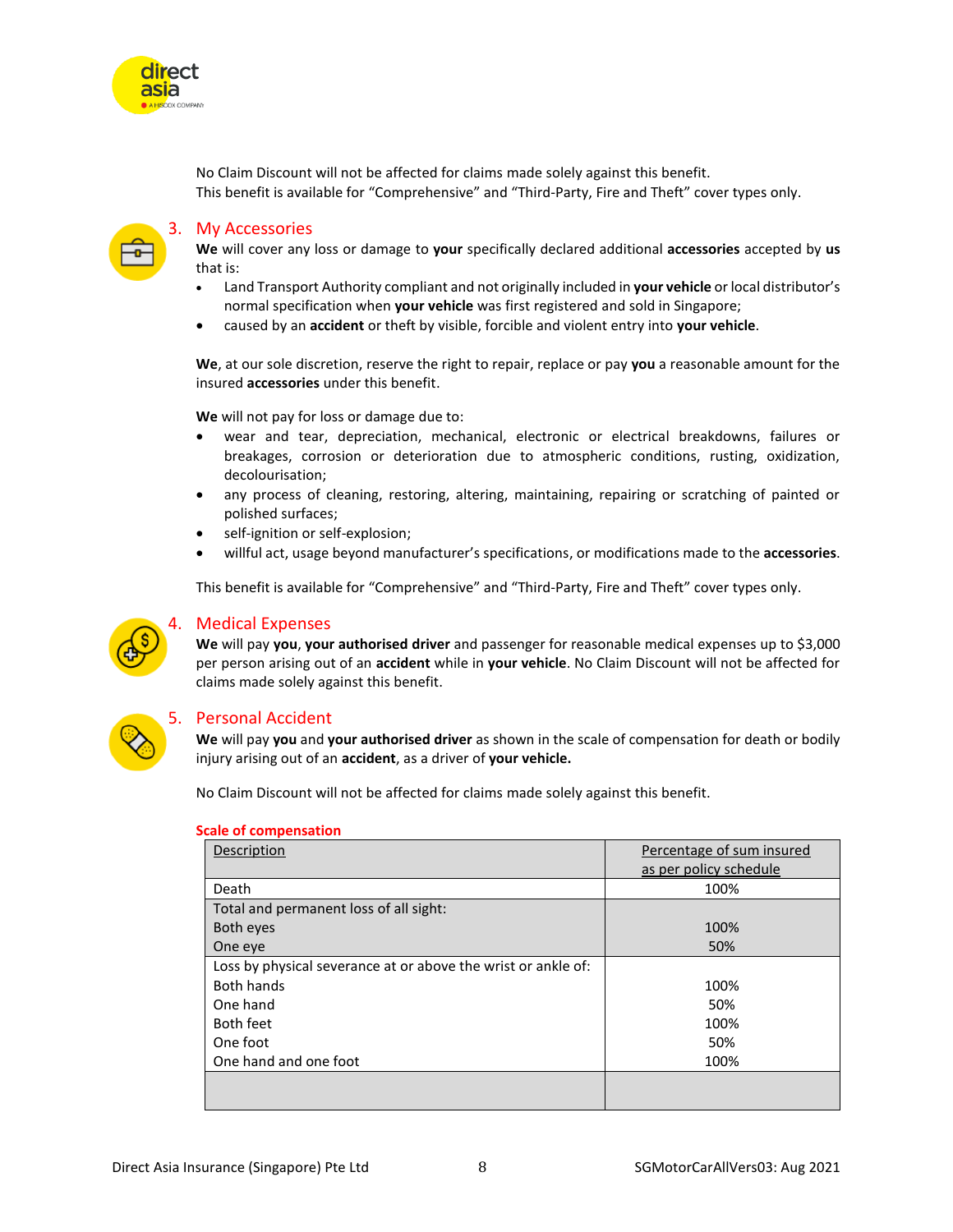No Claim Discount will not be affected for claims made solely against this benefit.
This benefit is available for "Comprehensive" and "Third-Party, Fire and Theft" cover types only.

## 3. My Accessories

**We** will cover any loss or damage to **your** specifically declared additional **accessories** accepted by **us** that is:

- Land Transport Authority compliant and not originally included in **your vehicle** or local distributor's normal specification when **your vehicle** was first registered and sold in Singapore;
- caused by an **accident** or theft by visible, forcible and violent entry into **your vehicle**.

**We**, at our sole discretion, reserve the right to repair, replace or pay **you** a reasonable amount for the insured **accessories** under this benefit.

**We** will not pay for loss or damage due to:

- wear and tear, depreciation, mechanical, electronic or electrical breakdowns, failures or breakages, corrosion or deterioration due to atmospheric conditions, rusting, oxidization, decolourisation;
- any process of cleaning, restoring, altering, maintaining, repairing or scratching of painted or polished surfaces;
- self-ignition or self-explosion;
- willful act, usage beyond manufacturer's specifications, or modifications made to the **accessories**.

This benefit is available for "Comprehensive" and "Third-Party, Fire and Theft" cover types only.

## 4. Medical Expenses

**We** will pay **you**, **your authorised driver** and passenger for reasonable medical expenses up to $3,000 per person arising out of an **accident** while in **your vehicle**. No Claim Discount will not be affected for claims made solely against this benefit.

## 5. Personal Accident

**We** will pay **you** and **your authorised driver** as shown in the scale of compensation for death or bodily injury arising out of an **accident**, as a driver of **your vehicle.**

No Claim Discount will not be affected for claims made solely against this benefit.

**Scale of compensation**

| Description | Percentage of sum insured as per policy schedule |
|---|---|
| Death | 100% |
| Total and permanent loss of all sight: | |
| Both eyes | 100% |
| One eye | 50% |
| Loss by physical severance at or above the wrist or ankle of: | |
| Both hands | 100% |
| One hand | 50% |
| Both feet | 100% |
| One foot | 50% |
| One hand and one foot | 100% |
| | |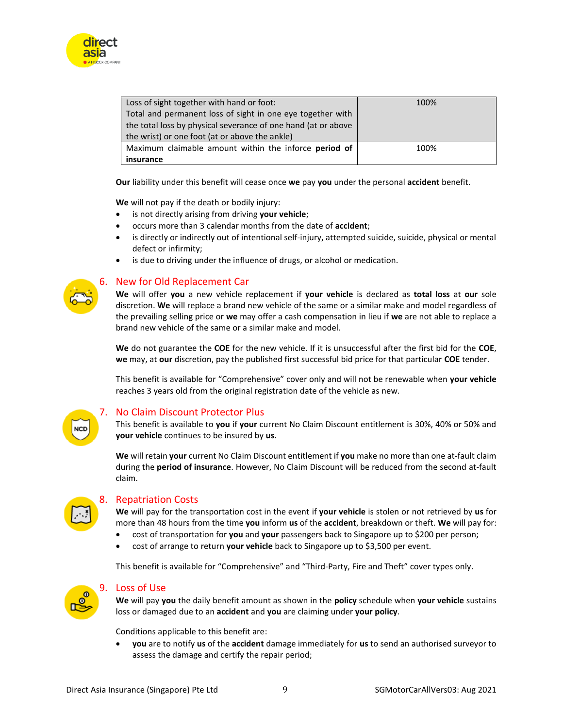| Loss of sight together with hand or foot: Total and permanent loss of sight in one eye together with the total loss by physical severance of one hand (at or above the wrist) or one foot (at or above the ankle) | 100% |
|---|---|
| Maximum claimable amount within the inforce **period of insurance** | 100% |

**Our** liability under this benefit will cease once **we** pay **you** under the personal **accident** benefit.

**We** will not pay if the death or bodily injury:

- is not directly arising from driving **your vehicle**;
- occurs more than 3 calendar months from the date of **accident**;
- is directly or indirectly out of intentional self-injury, attempted suicide, suicide, physical or mental defect or infirmity;
- is due to driving under the influence of drugs, or alcohol or medication.

## 6. New for Old Replacement Car

**We** will offer **you** a new vehicle replacement if **your vehicle** is declared as **total loss** at **our** sole discretion. **We** will replace a brand new vehicle of the same or a similar make and model regardless of the prevailing selling price or **we** may offer a cash compensation in lieu if **we** are not able to replace a brand new vehicle of the same or a similar make and model.

**We** do not guarantee the **COE** for the new vehicle. If it is unsuccessful after the first bid for the **COE**, **we** may, at **our** discretion, pay the published first successful bid price for that particular **COE** tender.

This benefit is available for "Comprehensive" cover only and will not be renewable when **your vehicle** reaches 3 years old from the original registration date of the vehicle as new.

## 7. No Claim Discount Protector Plus

This benefit is available to **you** if **your** current No Claim Discount entitlement is 30%, 40% or 50% and **your vehicle** continues to be insured by **us**.

**We** will retain **your** current No Claim Discount entitlement if **you** make no more than one at-fault claim during the **period of insurance**. However, No Claim Discount will be reduced from the second at-fault claim.

## 8. Repatriation Costs

**We** will pay for the transportation cost in the event if **your vehicle** is stolen or not retrieved by **us** for more than 48 hours from the time **you** inform **us** of the **accident**, breakdown or theft. **We** will pay for:

- cost of transportation for **you** and **your** passengers back to Singapore up to $200 per person;
- cost of arrange to return **your vehicle** back to Singapore up to $3,500 per event.

This benefit is available for "Comprehensive" and "Third-Party, Fire and Theft" cover types only.

## 9. Loss of Use

**We** will pay **you** the daily benefit amount as shown in the **policy** schedule when **your vehicle** sustains loss or damaged due to an **accident** and **you** are claiming under **your policy**.

Conditions applicable to this benefit are:

- **you** are to notify **us** of the **accident** damage immediately for **us** to send an authorised surveyor to assess the damage and certify the repair period;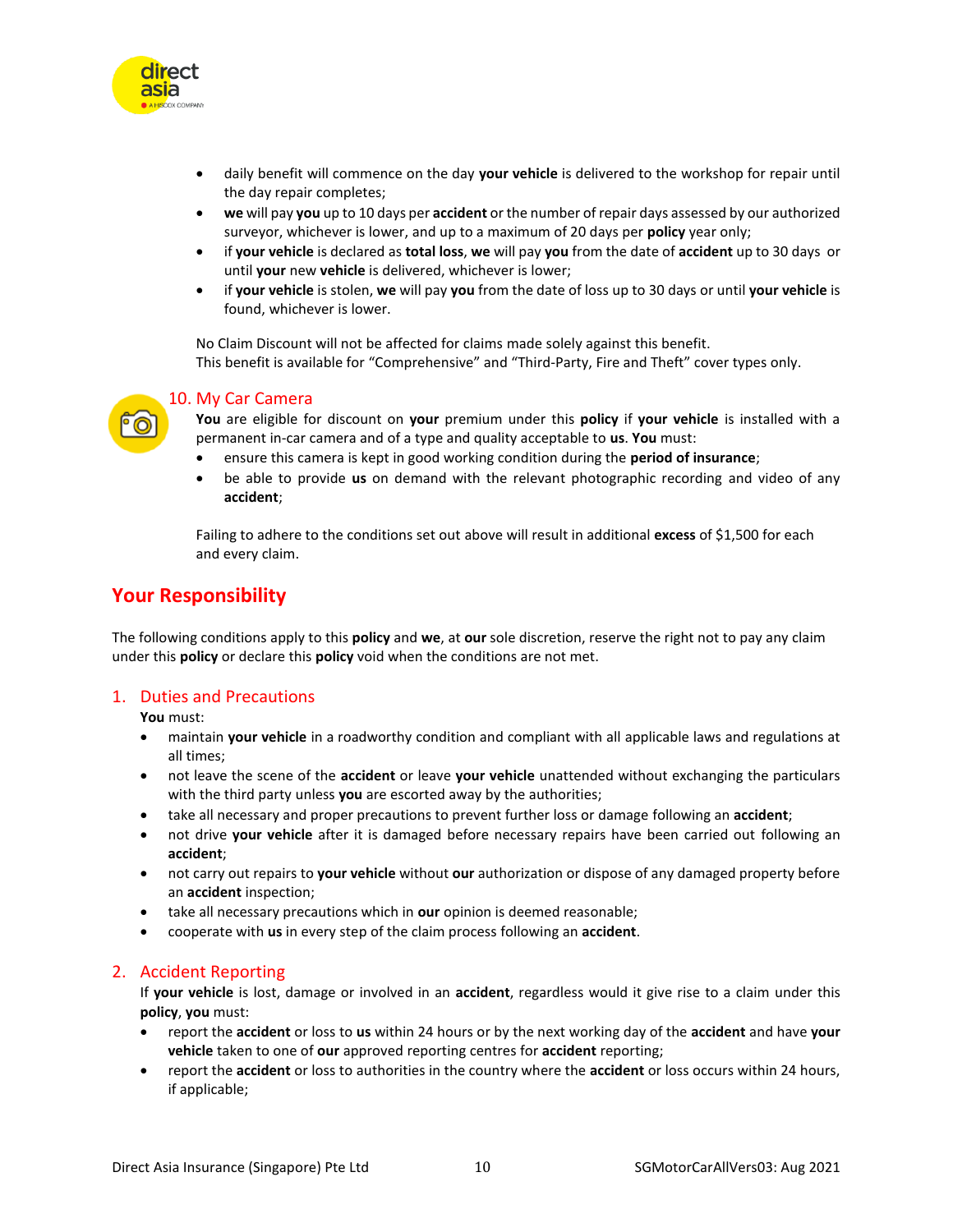- daily benefit will commence on the day **your vehicle** is delivered to the workshop for repair until the day repair completes;
- **we** will pay **you** up to 10 days per **accident** or the number of repair days assessed by our authorized surveyor, whichever is lower, and up to a maximum of 20 days per **policy** year only;
- if **your vehicle** is declared as **total loss**, **we** will pay **you** from the date of **accident** up to 30 days or until **your** new **vehicle** is delivered, whichever is lower;
- if **your vehicle** is stolen, **we** will pay **you** from the date of loss up to 30 days or until **your vehicle** is found, whichever is lower.

No Claim Discount will not be affected for claims made solely against this benefit.
This benefit is available for "Comprehensive" and "Third-Party, Fire and Theft" cover types only.

### 10. My Car Camera

**You** are eligible for discount on **your** premium under this **policy** if **your vehicle** is installed with a permanent in-car camera and of a type and quality acceptable to **us**. **You** must:

- ensure this camera is kept in good working condition during the **period of insurance**;
- be able to provide **us** on demand with the relevant photographic recording and video of any **accident**;

Failing to adhere to the conditions set out above will result in additional **excess** of $1,500 for each and every claim.

## Your Responsibility

The following conditions apply to this **policy** and **we**, at **our** sole discretion, reserve the right not to pay any claim under this **policy** or declare this **policy** void when the conditions are not met.

### 1. Duties and Precautions

**You** must:

- maintain **your vehicle** in a roadworthy condition and compliant with all applicable laws and regulations at all times;
- not leave the scene of the **accident** or leave **your vehicle** unattended without exchanging the particulars with the third party unless **you** are escorted away by the authorities;
- take all necessary and proper precautions to prevent further loss or damage following an **accident**;
- not drive **your vehicle** after it is damaged before necessary repairs have been carried out following an **accident**;
- not carry out repairs to **your vehicle** without **our** authorization or dispose of any damaged property before an **accident** inspection;
- take all necessary precautions which in **our** opinion is deemed reasonable;
- cooperate with **us** in every step of the claim process following an **accident**.

### 2. Accident Reporting

If **your vehicle** is lost, damage or involved in an **accident**, regardless would it give rise to a claim under this **policy**, **you** must:

- report the **accident** or loss to **us** within 24 hours or by the next working day of the **accident** and have **your vehicle** taken to one of **our** approved reporting centres for **accident** reporting;
- report the **accident** or loss to authorities in the country where the **accident** or loss occurs within 24 hours, if applicable;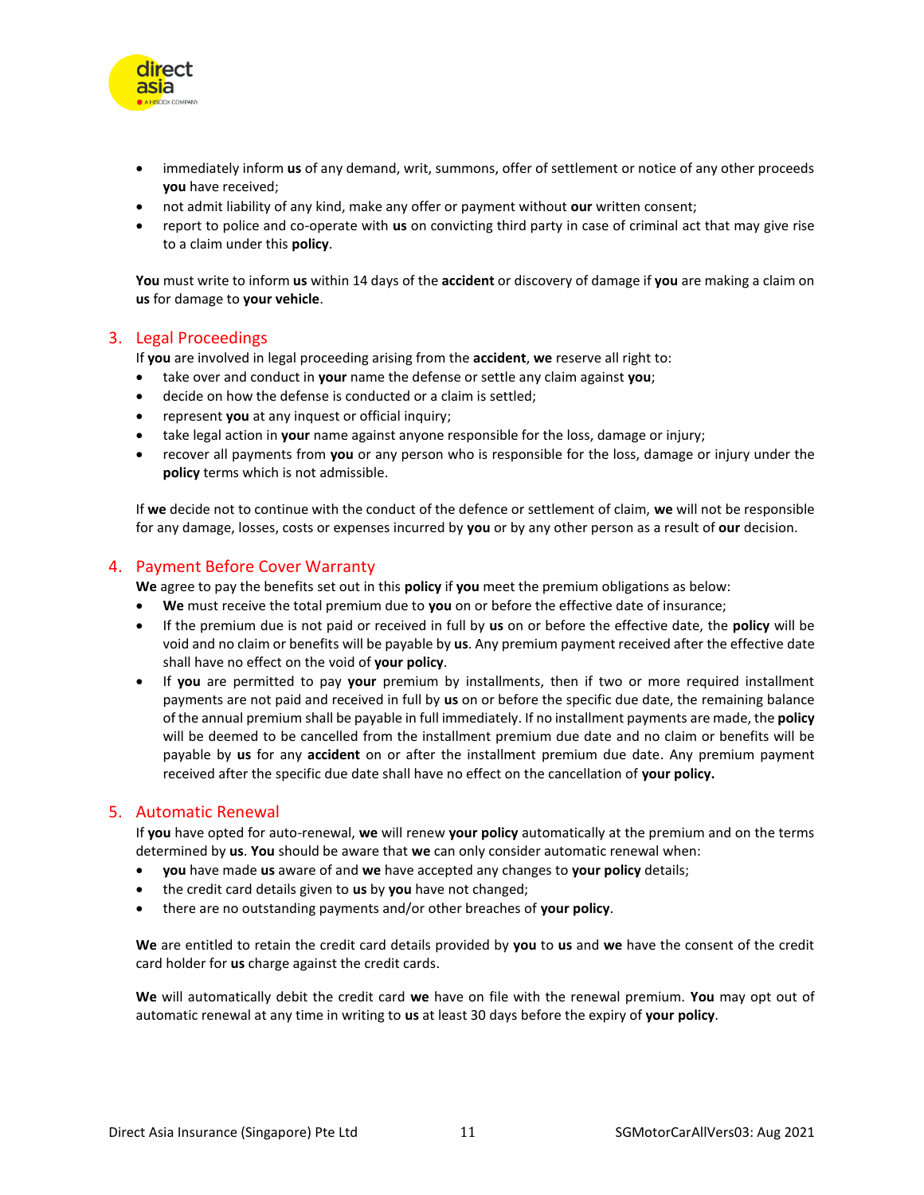- immediately inform **us** of any demand, writ, summons, offer of settlement or notice of any other proceeds **you** have received;
- not admit liability of any kind, make any offer or payment without **our** written consent;
- report to police and co-operate with **us** on convicting third party in case of criminal act that may give rise to a claim under this **policy**.

**You** must write to inform **us** within 14 days of the **accident** or discovery of damage if **you** are making a claim on **us** for damage to **your vehicle**.

## 3. Legal Proceedings

If **you** are involved in legal proceeding arising from the **accident**, **we** reserve all right to:

- take over and conduct in **your** name the defense or settle any claim against **you**;
- decide on how the defense is conducted or a claim is settled;
- represent **you** at any inquest or official inquiry;
- take legal action in **your** name against anyone responsible for the loss, damage or injury;
- recover all payments from **you** or any person who is responsible for the loss, damage or injury under the **policy** terms which is not admissible.

If **we** decide not to continue with the conduct of the defence or settlement of claim, **we** will not be responsible for any damage, losses, costs or expenses incurred by **you** or by any other person as a result of **our** decision.

## 4. Payment Before Cover Warranty

**We** agree to pay the benefits set out in this **policy** if **you** meet the premium obligations as below:

- **We** must receive the total premium due to **you** on or before the effective date of insurance;
- If the premium due is not paid or received in full by **us** on or before the effective date, the **policy** will be void and no claim or benefits will be payable by **us**. Any premium payment received after the effective date shall have no effect on the void of **your policy**.
- If **you** are permitted to pay **your** premium by installments, then if two or more required installment payments are not paid and received in full by **us** on or before the specific due date, the remaining balance of the annual premium shall be payable in full immediately. If no installment payments are made, the **policy** will be deemed to be cancelled from the installment premium due date and no claim or benefits will be payable by **us** for any **accident** on or after the installment premium due date. Any premium payment received after the specific due date shall have no effect on the cancellation of **your policy.**

## 5. Automatic Renewal

If **you** have opted for auto-renewal, **we** will renew **your policy** automatically at the premium and on the terms determined by **us**. **You** should be aware that **we** can only consider automatic renewal when:

- **you** have made **us** aware of and **we** have accepted any changes to **your policy** details;
- the credit card details given to **us** by **you** have not changed;
- there are no outstanding payments and/or other breaches of **your policy**.

**We** are entitled to retain the credit card details provided by **you** to **us** and **we** have the consent of the credit card holder for **us** charge against the credit cards.

**We** will automatically debit the credit card **we** have on file with the renewal premium. **You** may opt out of automatic renewal at any time in writing to **us** at least 30 days before the expiry of **your policy**.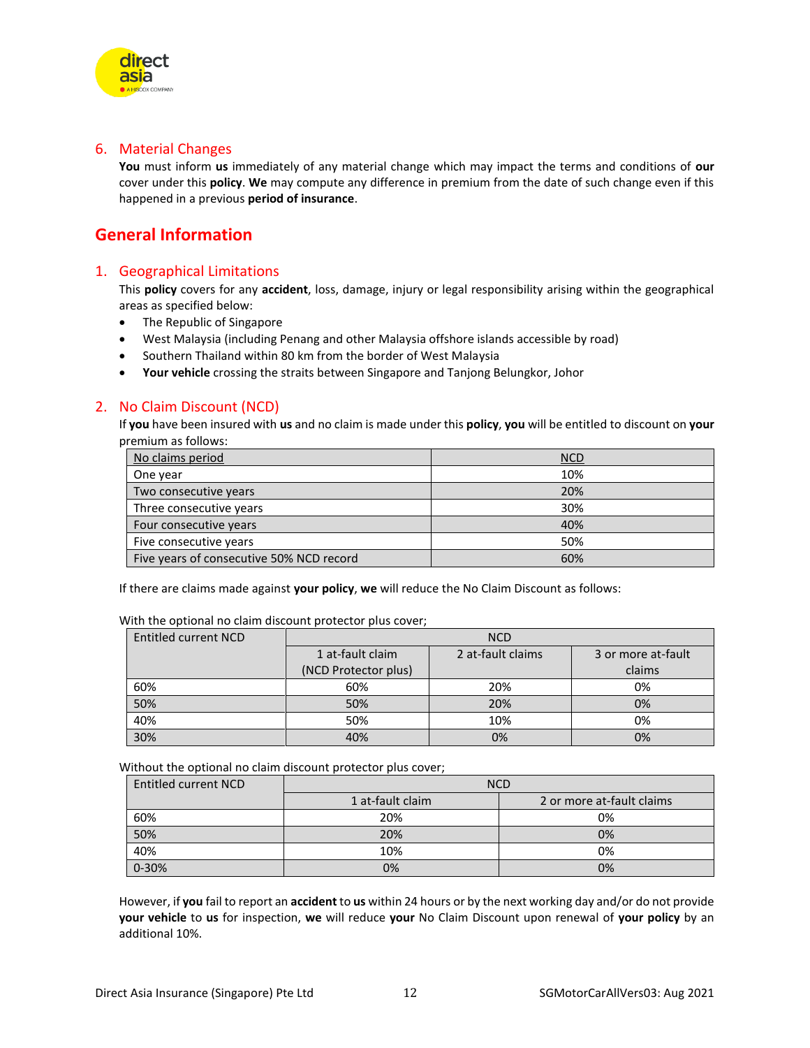## 6. Material Changes

**You** must inform **us** immediately of any material change which may impact the terms and conditions of **our** cover under this **policy**. **We** may compute any difference in premium from the date of such change even if this happened in a previous **period of insurance**.

# General Information

## 1. Geographical Limitations

This **policy** covers for any **accident**, loss, damage, injury or legal responsibility arising within the geographical areas as specified below:

- The Republic of Singapore
- West Malaysia (including Penang and other Malaysia offshore islands accessible by road)
- Southern Thailand within 80 km from the border of West Malaysia
- **Your vehicle** crossing the straits between Singapore and Tanjong Belungkor, Johor

## 2. No Claim Discount (NCD)

If **you** have been insured with **us** and no claim is made under this **policy**, **you** will be entitled to discount on **your** premium as follows:

| No claims period | NCD |
|---|---|
| One year | 10% |
| Two consecutive years | 20% |
| Three consecutive years | 30% |
| Four consecutive years | 40% |
| Five consecutive years | 50% |
| Five years of consecutive 50% NCD record | 60% |

If there are claims made against **your policy**, **we** will reduce the No Claim Discount as follows:

With the optional no claim discount protector plus cover;

| Entitled current NCD | NCD | | |
|---|---|---|---|
| | 1 at-fault claim (NCD Protector plus) | 2 at-fault claims | 3 or more at-fault claims |
| 60% | 60% | 20% | 0% |
| 50% | 50% | 20% | 0% |
| 40% | 50% | 10% | 0% |
| 30% | 40% | 0% | 0% |

Without the optional no claim discount protector plus cover;

| Entitled current NCD | NCD | |
|---|---|---|
| | 1 at-fault claim | 2 or more at-fault claims |
| 60% | 20% | 0% |
| 50% | 20% | 0% |
| 40% | 10% | 0% |
| 0-30% | 0% | 0% |

However, if **you** fail to report an **accident** to **us** within 24 hours or by the next working day and/or do not provide **your vehicle** to **us** for inspection, **we** will reduce **your** No Claim Discount upon renewal of **your policy** by an additional 10%.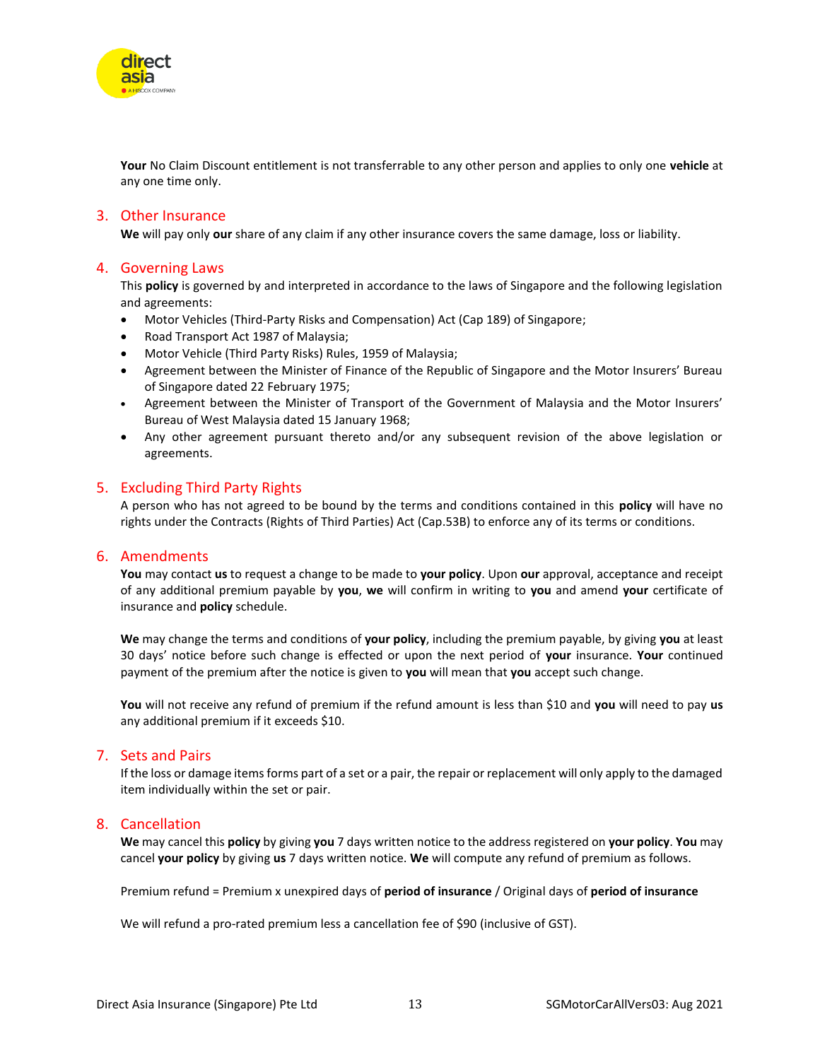**Your** No Claim Discount entitlement is not transferrable to any other person and applies to only one **vehicle** at any one time only.

## 3. Other Insurance

**We** will pay only **our** share of any claim if any other insurance covers the same damage, loss or liability.

## 4. Governing Laws

This **policy** is governed by and interpreted in accordance to the laws of Singapore and the following legislation and agreements:

- Motor Vehicles (Third-Party Risks and Compensation) Act (Cap 189) of Singapore;
- Road Transport Act 1987 of Malaysia;
- Motor Vehicle (Third Party Risks) Rules, 1959 of Malaysia;
- Agreement between the Minister of Finance of the Republic of Singapore and the Motor Insurers' Bureau of Singapore dated 22 February 1975;
- Agreement between the Minister of Transport of the Government of Malaysia and the Motor Insurers' Bureau of West Malaysia dated 15 January 1968;
- Any other agreement pursuant thereto and/or any subsequent revision of the above legislation or agreements.

## 5. Excluding Third Party Rights

A person who has not agreed to be bound by the terms and conditions contained in this **policy** will have no rights under the Contracts (Rights of Third Parties) Act (Cap.53B) to enforce any of its terms or conditions.

## 6. Amendments

**You** may contact **us** to request a change to be made to **your policy**. Upon **our** approval, acceptance and receipt of any additional premium payable by **you**, **we** will confirm in writing to **you** and amend **your** certificate of insurance and **policy** schedule.

**We** may change the terms and conditions of **your policy**, including the premium payable, by giving **you** at least 30 days' notice before such change is effected or upon the next period of **your** insurance. **Your** continued payment of the premium after the notice is given to **you** will mean that **you** accept such change.

**You** will not receive any refund of premium if the refund amount is less than $10 and **you** will need to pay **us** any additional premium if it exceeds $10.

## 7. Sets and Pairs

If the loss or damage items forms part of a set or a pair, the repair or replacement will only apply to the damaged item individually within the set or pair.

## 8. Cancellation

**We** may cancel this **policy** by giving **you** 7 days written notice to the address registered on **your policy**. **You** may cancel **your policy** by giving **us** 7 days written notice. **We** will compute any refund of premium as follows.

Premium refund = Premium x unexpired days of **period of insurance** / Original days of **period of insurance**

We will refund a pro-rated premium less a cancellation fee of $90 (inclusive of GST).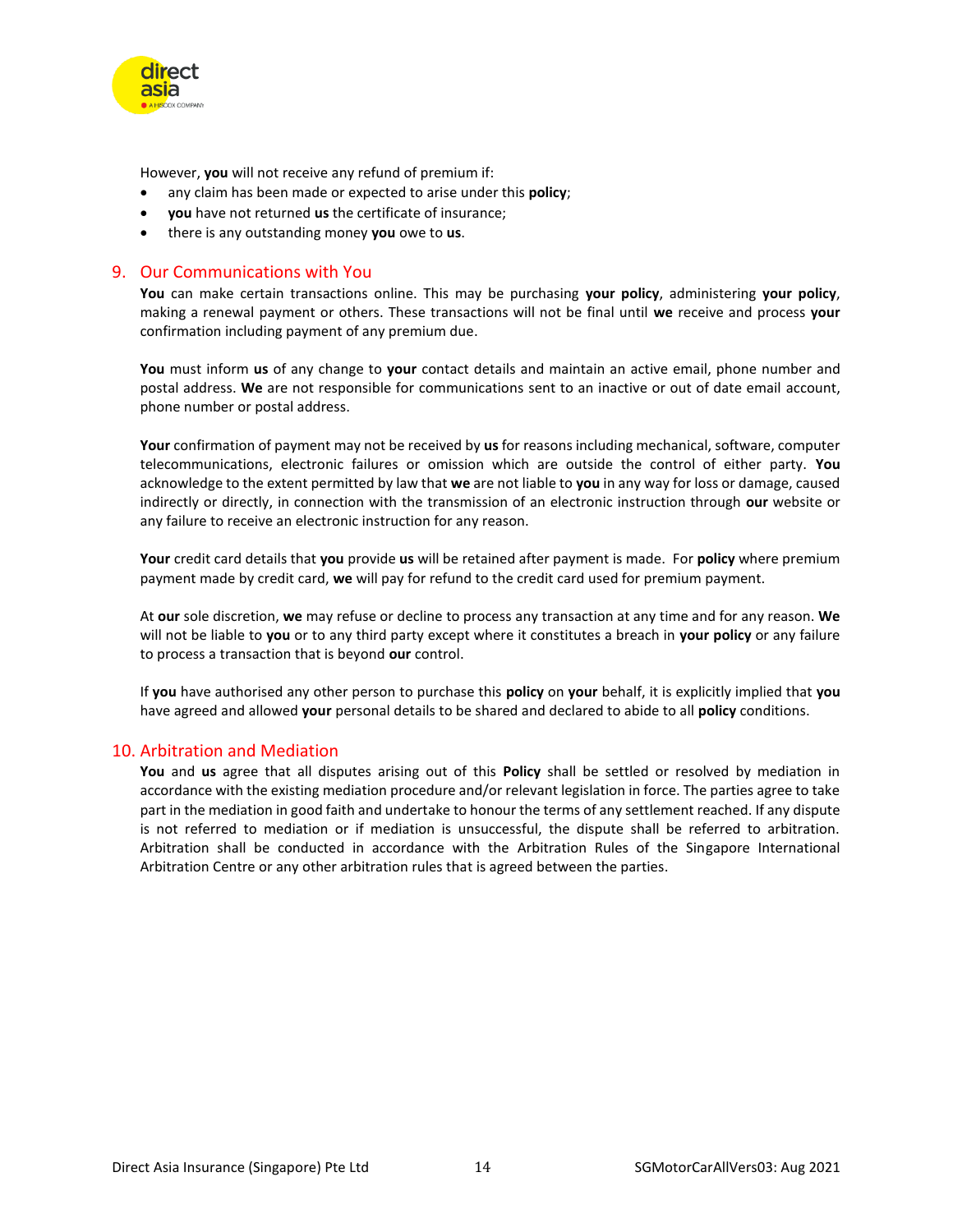However, **you** will not receive any refund of premium if:

- any claim has been made or expected to arise under this **policy**;
- **you** have not returned **us** the certificate of insurance;
- there is any outstanding money **you** owe to **us**.

## 9. Our Communications with You

**You** can make certain transactions online. This may be purchasing **your policy**, administering **your policy**, making a renewal payment or others. These transactions will not be final until **we** receive and process **your** confirmation including payment of any premium due.

**You** must inform **us** of any change to **your** contact details and maintain an active email, phone number and postal address. **We** are not responsible for communications sent to an inactive or out of date email account, phone number or postal address.

**Your** confirmation of payment may not be received by **us** for reasons including mechanical, software, computer telecommunications, electronic failures or omission which are outside the control of either party. **You** acknowledge to the extent permitted by law that **we** are not liable to **you** in any way for loss or damage, caused indirectly or directly, in connection with the transmission of an electronic instruction through **our** website or any failure to receive an electronic instruction for any reason.

**Your** credit card details that **you** provide **us** will be retained after payment is made. For **policy** where premium payment made by credit card, **we** will pay for refund to the credit card used for premium payment.

At **our** sole discretion, **we** may refuse or decline to process any transaction at any time and for any reason. **We** will not be liable to **you** or to any third party except where it constitutes a breach in **your policy** or any failure to process a transaction that is beyond **our** control.

If **you** have authorised any other person to purchase this **policy** on **your** behalf, it is explicitly implied that **you** have agreed and allowed **your** personal details to be shared and declared to abide to all **policy** conditions.

## 10. Arbitration and Mediation

**You** and **us** agree that all disputes arising out of this **Policy** shall be settled or resolved by mediation in accordance with the existing mediation procedure and/or relevant legislation in force. The parties agree to take part in the mediation in good faith and undertake to honour the terms of any settlement reached. If any dispute is not referred to mediation or if mediation is unsuccessful, the dispute shall be referred to arbitration. Arbitration shall be conducted in accordance with the Arbitration Rules of the Singapore International Arbitration Centre or any other arbitration rules that is agreed between the parties.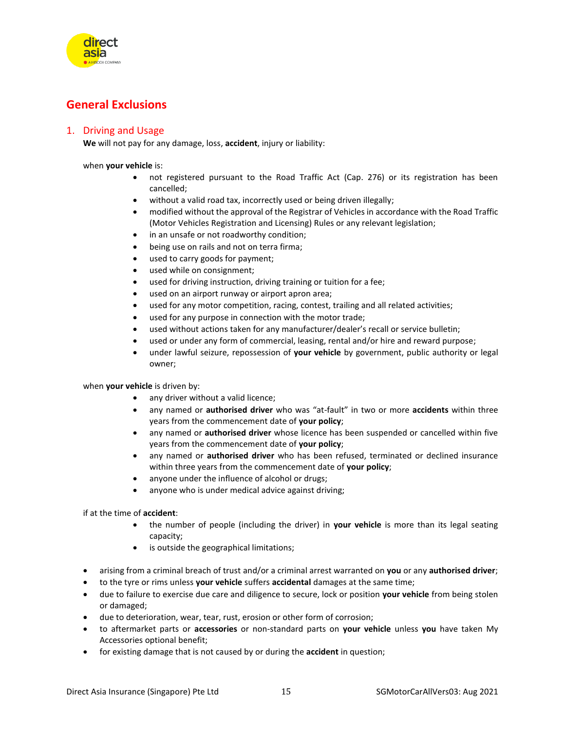# General Exclusions

## 1. Driving and Usage

**We** will not pay for any damage, loss, **accident**, injury or liability:

when **your vehicle** is:

- not registered pursuant to the Road Traffic Act (Cap. 276) or its registration has been cancelled;
- without a valid road tax, incorrectly used or being driven illegally;
- modified without the approval of the Registrar of Vehicles in accordance with the Road Traffic (Motor Vehicles Registration and Licensing) Rules or any relevant legislation;
- in an unsafe or not roadworthy condition;
- being use on rails and not on terra firma;
- used to carry goods for payment;
- used while on consignment;
- used for driving instruction, driving training or tuition for a fee;
- used on an airport runway or airport apron area;
- used for any motor competition, racing, contest, trailing and all related activities;
- used for any purpose in connection with the motor trade;
- used without actions taken for any manufacturer/dealer's recall or service bulletin;
- used or under any form of commercial, leasing, rental and/or hire and reward purpose;
- under lawful seizure, repossession of **your vehicle** by government, public authority or legal owner;

when **your vehicle** is driven by:

- any driver without a valid licence;
- any named or **authorised driver** who was "at-fault" in two or more **accidents** within three years from the commencement date of **your policy**;
- any named or **authorised driver** whose licence has been suspended or cancelled within five years from the commencement date of **your policy**;
- any named or **authorised driver** who has been refused, terminated or declined insurance within three years from the commencement date of **your policy**;
- anyone under the influence of alcohol or drugs;
- anyone who is under medical advice against driving;

if at the time of **accident**:

- the number of people (including the driver) in **your vehicle** is more than its legal seating capacity;
- is outside the geographical limitations;

- arising from a criminal breach of trust and/or a criminal arrest warranted on **you** or any **authorised driver**;
- to the tyre or rims unless **your vehicle** suffers **accidental** damages at the same time;
- due to failure to exercise due care and diligence to secure, lock or position **your vehicle** from being stolen or damaged;
- due to deterioration, wear, tear, rust, erosion or other form of corrosion;
- to aftermarket parts or **accessories** or non-standard parts on **your vehicle** unless **you** have taken My Accessories optional benefit;
- for existing damage that is not caused by or during the **accident** in question;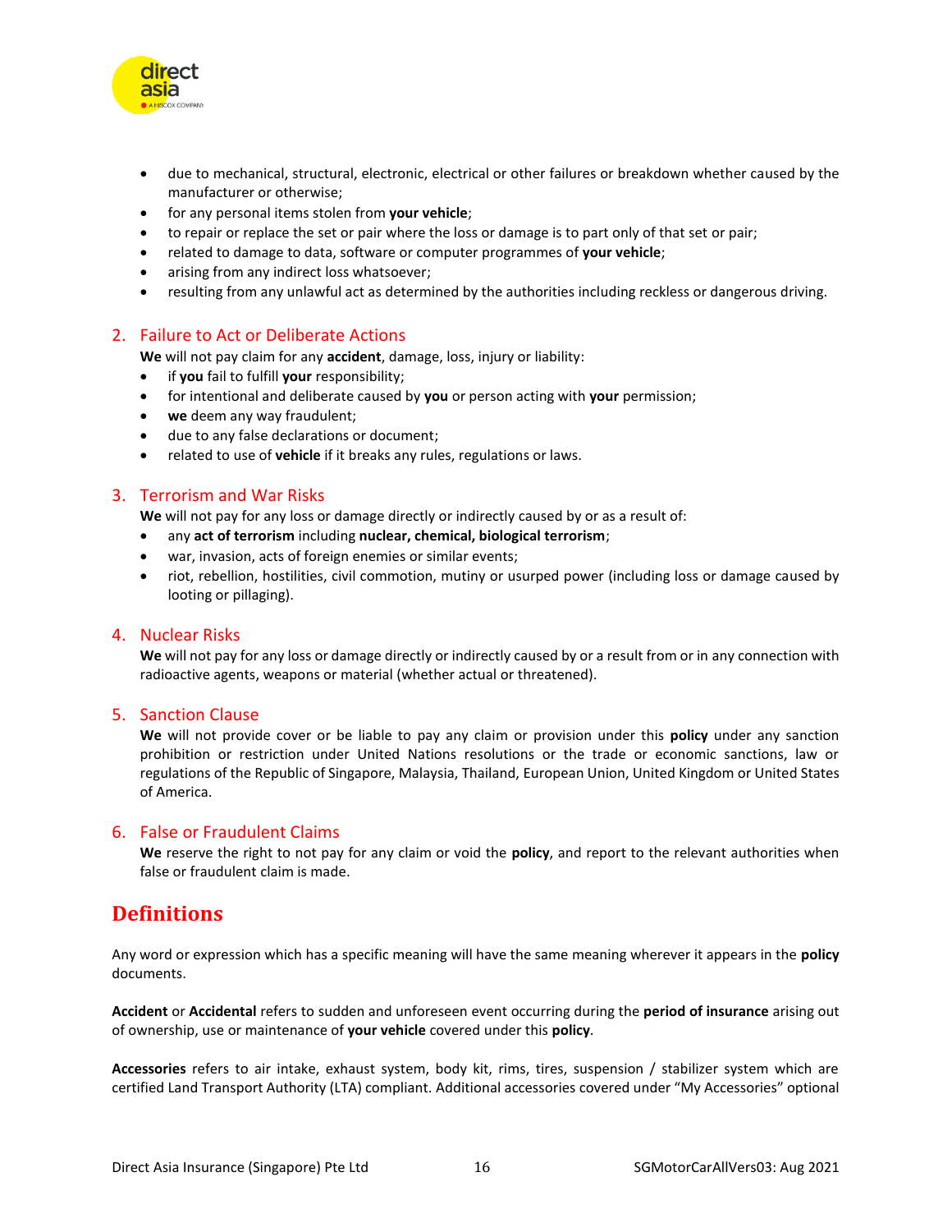- due to mechanical, structural, electronic, electrical or other failures or breakdown whether caused by the manufacturer or otherwise;
- for any personal items stolen from **your vehicle**;
- to repair or replace the set or pair where the loss or damage is to part only of that set or pair;
- related to damage to data, software or computer programmes of **your vehicle**;
- arising from any indirect loss whatsoever;
- resulting from any unlawful act as determined by the authorities including reckless or dangerous driving.

### 2. Failure to Act or Deliberate Actions

**We** will not pay claim for any **accident**, damage, loss, injury or liability:

- if **you** fail to fulfill **your** responsibility;
- for intentional and deliberate caused by **you** or person acting with **your** permission;
- **we** deem any way fraudulent;
- due to any false declarations or document;
- related to use of **vehicle** if it breaks any rules, regulations or laws.

### 3. Terrorism and War Risks

**We** will not pay for any loss or damage directly or indirectly caused by or as a result of:

- any **act of terrorism** including **nuclear, chemical, biological terrorism**;
- war, invasion, acts of foreign enemies or similar events;
- riot, rebellion, hostilities, civil commotion, mutiny or usurped power (including loss or damage caused by looting or pillaging).

### 4. Nuclear Risks

**We** will not pay for any loss or damage directly or indirectly caused by or a result from or in any connection with radioactive agents, weapons or material (whether actual or threatened).

### 5. Sanction Clause

**We** will not provide cover or be liable to pay any claim or provision under this **policy** under any sanction prohibition or restriction under United Nations resolutions or the trade or economic sanctions, law or regulations of the Republic of Singapore, Malaysia, Thailand, European Union, United Kingdom or United States of America.

### 6. False or Fraudulent Claims

**We** reserve the right to not pay for any claim or void the **policy**, and report to the relevant authorities when false or fraudulent claim is made.

## Definitions

Any word or expression which has a specific meaning will have the same meaning wherever it appears in the **policy** documents.

**Accident** or **Accidental** refers to sudden and unforeseen event occurring during the **period of insurance** arising out of ownership, use or maintenance of **your vehicle** covered under this **policy**.

**Accessories** refers to air intake, exhaust system, body kit, rims, tires, suspension / stabilizer system which are certified Land Transport Authority (LTA) compliant. Additional accessories covered under "My Accessories" optional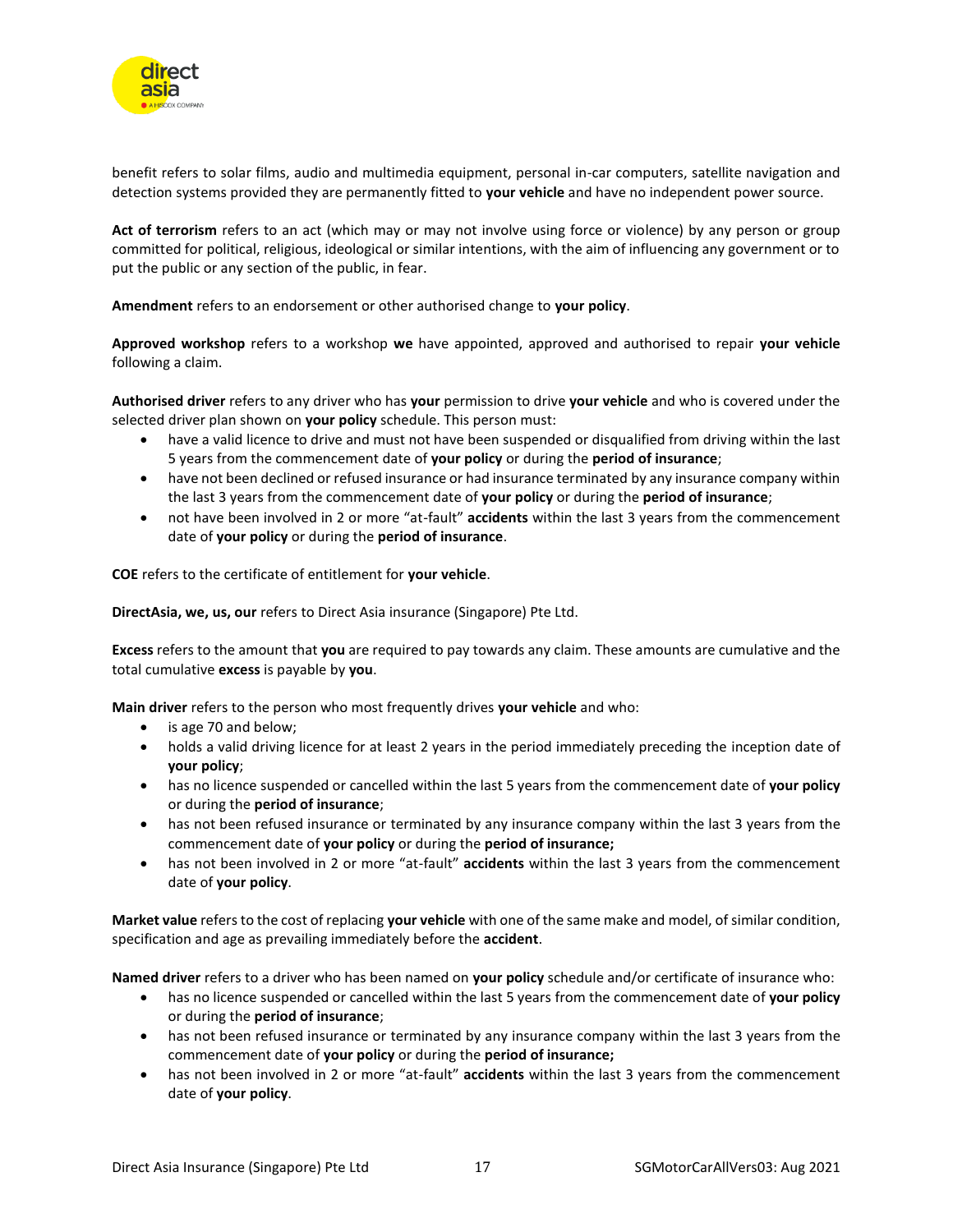benefit refers to solar films, audio and multimedia equipment, personal in-car computers, satellite navigation and detection systems provided they are permanently fitted to **your vehicle** and have no independent power source.

**Act of terrorism** refers to an act (which may or may not involve using force or violence) by any person or group committed for political, religious, ideological or similar intentions, with the aim of influencing any government or to put the public or any section of the public, in fear.

**Amendment** refers to an endorsement or other authorised change to **your policy**.

**Approved workshop** refers to a workshop **we** have appointed, approved and authorised to repair **your vehicle** following a claim.

**Authorised driver** refers to any driver who has **your** permission to drive **your vehicle** and who is covered under the selected driver plan shown on **your policy** schedule. This person must:

- have a valid licence to drive and must not have been suspended or disqualified from driving within the last 5 years from the commencement date of **your policy** or during the **period of insurance**;
- have not been declined or refused insurance or had insurance terminated by any insurance company within the last 3 years from the commencement date of **your policy** or during the **period of insurance**;
- not have been involved in 2 or more "at-fault" **accidents** within the last 3 years from the commencement date of **your policy** or during the **period of insurance**.

**COE** refers to the certificate of entitlement for **your vehicle**.

**DirectAsia, we, us, our** refers to Direct Asia insurance (Singapore) Pte Ltd.

**Excess** refers to the amount that **you** are required to pay towards any claim. These amounts are cumulative and the total cumulative **excess** is payable by **you**.

**Main driver** refers to the person who most frequently drives **your vehicle** and who:

- is age 70 and below;
- holds a valid driving licence for at least 2 years in the period immediately preceding the inception date of **your policy**;
- has no licence suspended or cancelled within the last 5 years from the commencement date of **your policy** or during the **period of insurance**;
- has not been refused insurance or terminated by any insurance company within the last 3 years from the commencement date of **your policy** or during the **period of insurance;**
- has not been involved in 2 or more "at-fault" **accidents** within the last 3 years from the commencement date of **your policy**.

**Market value** refers to the cost of replacing **your vehicle** with one of the same make and model, of similar condition, specification and age as prevailing immediately before the **accident**.

**Named driver** refers to a driver who has been named on **your policy** schedule and/or certificate of insurance who:

- has no licence suspended or cancelled within the last 5 years from the commencement date of **your policy** or during the **period of insurance**;
- has not been refused insurance or terminated by any insurance company within the last 3 years from the commencement date of **your policy** or during the **period of insurance;**
- has not been involved in 2 or more "at-fault" **accidents** within the last 3 years from the commencement date of **your policy**.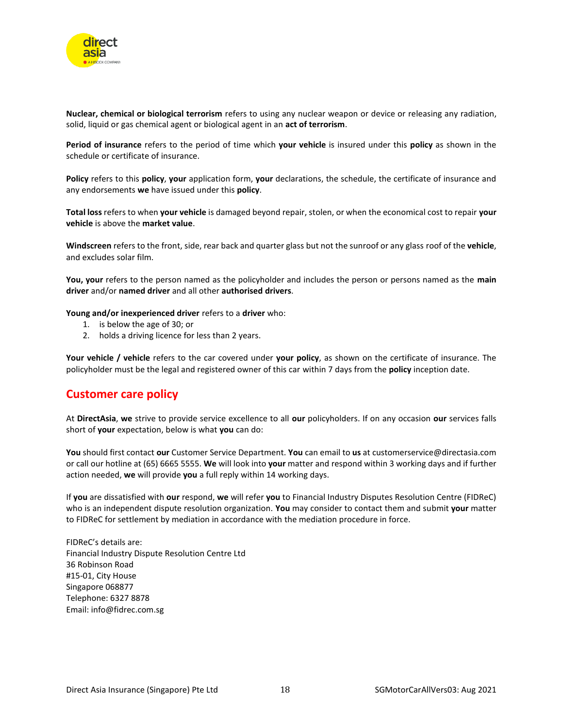**Nuclear, chemical or biological terrorism** refers to using any nuclear weapon or device or releasing any radiation, solid, liquid or gas chemical agent or biological agent in an **act of terrorism**.

**Period of insurance** refers to the period of time which **your vehicle** is insured under this **policy** as shown in the schedule or certificate of insurance.

**Policy** refers to this **policy**, **your** application form, **your** declarations, the schedule, the certificate of insurance and any endorsements **we** have issued under this **policy**.

**Total loss** refers to when **your vehicle** is damaged beyond repair, stolen, or when the economical cost to repair **your vehicle** is above the **market value**.

**Windscreen** refers to the front, side, rear back and quarter glass but not the sunroof or any glass roof of the **vehicle**, and excludes solar film.

**You, your** refers to the person named as the policyholder and includes the person or persons named as the **main driver** and/or **named driver** and all other **authorised drivers**.

**Young and/or inexperienced driver** refers to a **driver** who:

1. is below the age of 30; or
2. holds a driving licence for less than 2 years.

**Your vehicle / vehicle** refers to the car covered under **your policy**, as shown on the certificate of insurance. The policyholder must be the legal and registered owner of this car within 7 days from the **policy** inception date.

## Customer care policy

At **DirectAsia**, **we** strive to provide service excellence to all **our** policyholders. If on any occasion **our** services falls short of **your** expectation, below is what **you** can do:

**You** should first contact **our** Customer Service Department. **You** can email to **us** at customerservice@directasia.com or call our hotline at (65) 6665 5555. **We** will look into **your** matter and respond within 3 working days and if further action needed, **we** will provide **you** a full reply within 14 working days.

If **you** are dissatisfied with **our** respond, **we** will refer **you** to Financial Industry Disputes Resolution Centre (FIDReC) who is an independent dispute resolution organization. **You** may consider to contact them and submit **your** matter to FIDReC for settlement by mediation in accordance with the mediation procedure in force.

FIDReC's details are:
Financial Industry Dispute Resolution Centre Ltd
36 Robinson Road
#15-01, City House
Singapore 068877
Telephone: 6327 8878
Email: info@fidrec.com.sg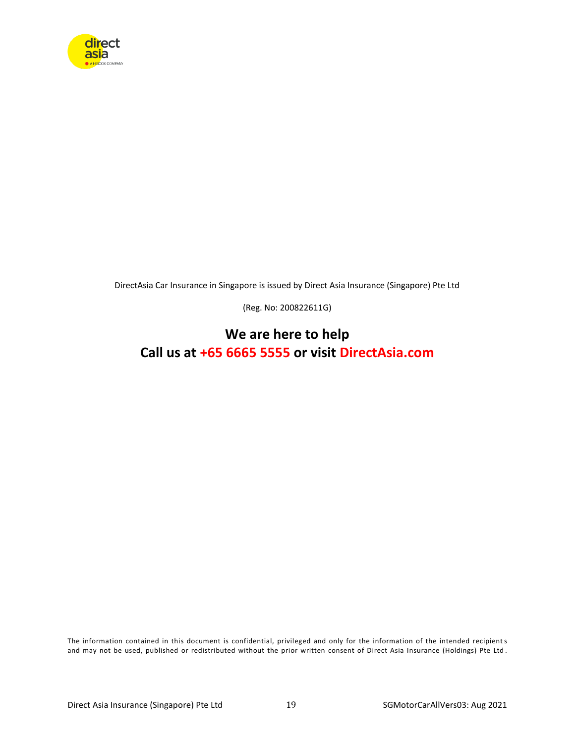DirectAsia Car Insurance in Singapore is issued by Direct Asia Insurance (Singapore) Pte Ltd

(Reg. No: 200822611G)

## We are here to help

## Call us at +65 6665 5555 or visit DirectAsia.com

The information contained in this document is confidential, privileged and only for the information of the intended recipients and may not be used, published or redistributed without the prior written consent of Direct Asia Insurance (Holdings) Pte Ltd.